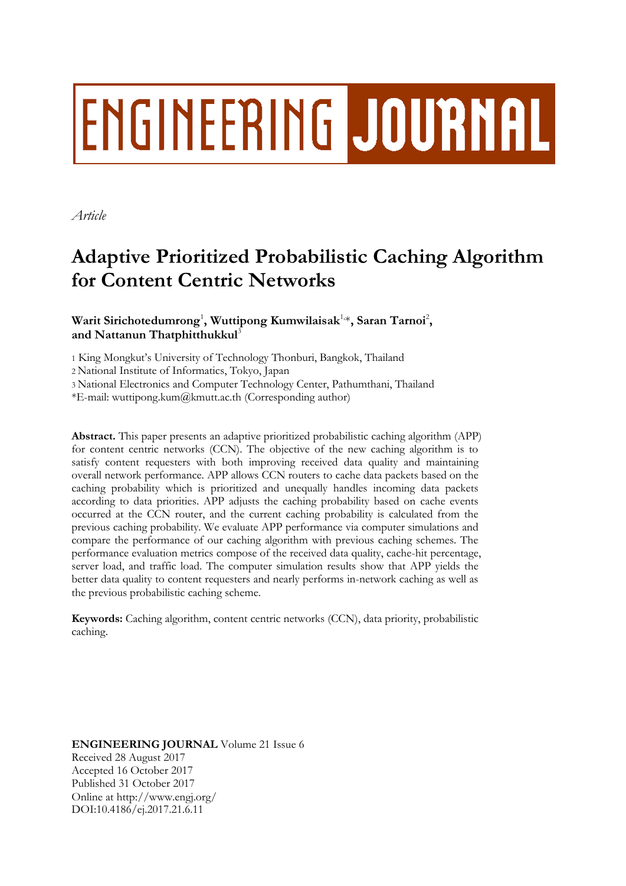# ENGINEERING JOURNAL

*Article*

# Adaptive Prioritized Probabilistic Caching Algorithm for Content Centric Networks

**Warit Sirichotedumrong**[1], **Wuttipong Kumwilaisak**[1,*], **Saran Tarnoi**[2], **and Nattanun Thatphitthukkul**[3]

1 King Mongkut's University of Technology Thonburi, Bangkok, Thailand
2 National Institute of Informatics, Tokyo, Japan
3 National Electronics and Computer Technology Center, Pathumthani, Thailand
*E-mail: wuttipong.kum@kmutt.ac.th (Corresponding author)

**Abstract.** This paper presents an adaptive prioritized probabilistic caching algorithm (APP) for content centric networks (CCN). The objective of the new caching algorithm is to satisfy content requesters with both improving received data quality and maintaining overall network performance. APP allows CCN routers to cache data packets based on the caching probability which is prioritized and unequally handles incoming data packets according to data priorities. APP adjusts the caching probability based on cache events occurred at the CCN router, and the current caching probability is calculated from the previous caching probability. We evaluate APP performance via computer simulations and compare the performance of our caching algorithm with previous caching schemes. The performance evaluation metrics compose of the received data quality, cache-hit percentage, server load, and traffic load. The computer simulation results show that APP yields the better data quality to content requesters and nearly performs in-network caching as well as the previous probabilistic caching scheme.

**Keywords:** Caching algorithm, content centric networks (CCN), data priority, probabilistic caching.

**ENGINEERING JOURNAL** Volume 21 Issue 6
Received 28 August 2017
Accepted 16 October 2017
Published 31 October 2017
Online at http://www.engj.org/
DOI:10.4186/ej.2017.21.6.11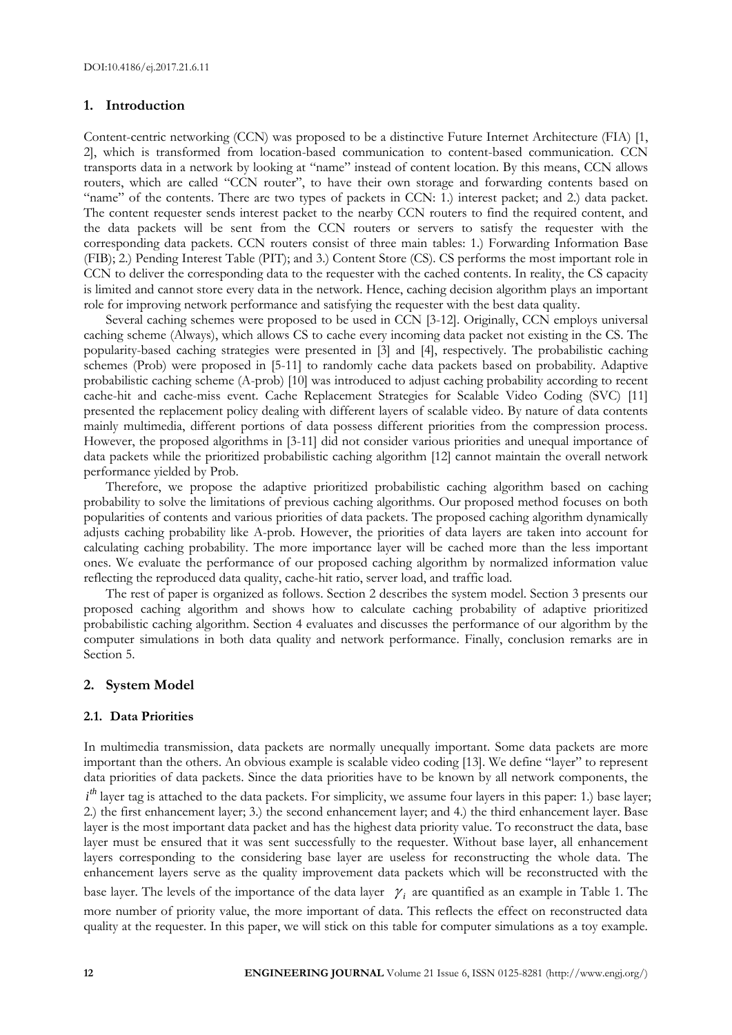## 1. Introduction

Content-centric networking (CCN) was proposed to be a distinctive Future Internet Architecture (FIA) [1, 2], which is transformed from location-based communication to content-based communication. CCN transports data in a network by looking at "name" instead of content location. By this means, CCN allows routers, which are called "CCN router", to have their own storage and forwarding contents based on "name" of the contents. There are two types of packets in CCN: 1.) interest packet; and 2.) data packet. The content requester sends interest packet to the nearby CCN routers to find the required content, and the data packets will be sent from the CCN routers or servers to satisfy the requester with the corresponding data packets. CCN routers consist of three main tables: 1.) Forwarding Information Base (FIB); 2.) Pending Interest Table (PIT); and 3.) Content Store (CS). CS performs the most important role in CCN to deliver the corresponding data to the requester with the cached contents. In reality, the CS capacity is limited and cannot store every data in the network. Hence, caching decision algorithm plays an important role for improving network performance and satisfying the requester with the best data quality.

Several caching schemes were proposed to be used in CCN [3-12]. Originally, CCN employs universal caching scheme (Always), which allows CS to cache every incoming data packet not existing in the CS. The popularity-based caching strategies were presented in [3] and [4], respectively. The probabilistic caching schemes (Prob) were proposed in [5-11] to randomly cache data packets based on probability. Adaptive probabilistic caching scheme (A-prob) [10] was introduced to adjust caching probability according to recent cache-hit and cache-miss event. Cache Replacement Strategies for Scalable Video Coding (SVC) [11] presented the replacement policy dealing with different layers of scalable video. By nature of data contents mainly multimedia, different portions of data possess different priorities from the compression process. However, the proposed algorithms in [3-11] did not consider various priorities and unequal importance of data packets while the prioritized probabilistic caching algorithm [12] cannot maintain the overall network performance yielded by Prob.

Therefore, we propose the adaptive prioritized probabilistic caching algorithm based on caching probability to solve the limitations of previous caching algorithms. Our proposed method focuses on both popularities of contents and various priorities of data packets. The proposed caching algorithm dynamically adjusts caching probability like A-prob. However, the priorities of data layers are taken into account for calculating caching probability. The more importance layer will be cached more than the less important ones. We evaluate the performance of our proposed caching algorithm by normalized information value reflecting the reproduced data quality, cache-hit ratio, server load, and traffic load.

The rest of paper is organized as follows. Section 2 describes the system model. Section 3 presents our proposed caching algorithm and shows how to calculate caching probability of adaptive prioritized probabilistic caching algorithm. Section 4 evaluates and discusses the performance of our algorithm by the computer simulations in both data quality and network performance. Finally, conclusion remarks are in Section 5.

## 2. System Model

### 2.1. Data Priorities

In multimedia transmission, data packets are normally unequally important. Some data packets are more important than the others. An obvious example is scalable video coding [13]. We define "layer" to represent data priorities of data packets. Since the data priorities have to be known by all network components, the $i^{th}$ layer tag is attached to the data packets. For simplicity, we assume four layers in this paper: 1.) base layer; 2.) the first enhancement layer; 3.) the second enhancement layer; and 4.) the third enhancement layer. Base layer is the most important data packet and has the highest data priority value. To reconstruct the data, base layer must be ensured that it was sent successfully to the requester. Without base layer, all enhancement layers corresponding to the considering base layer are useless for reconstructing the whole data. The enhancement layers serve as the quality improvement data packets which will be reconstructed with the base layer. The levels of the importance of the data layer $\gamma_i$ are quantified as an example in Table 1. The more number of priority value, the more important of data. This reflects the effect on reconstructed data quality at the requester. In this paper, we will stick on this table for computer simulations as a toy example.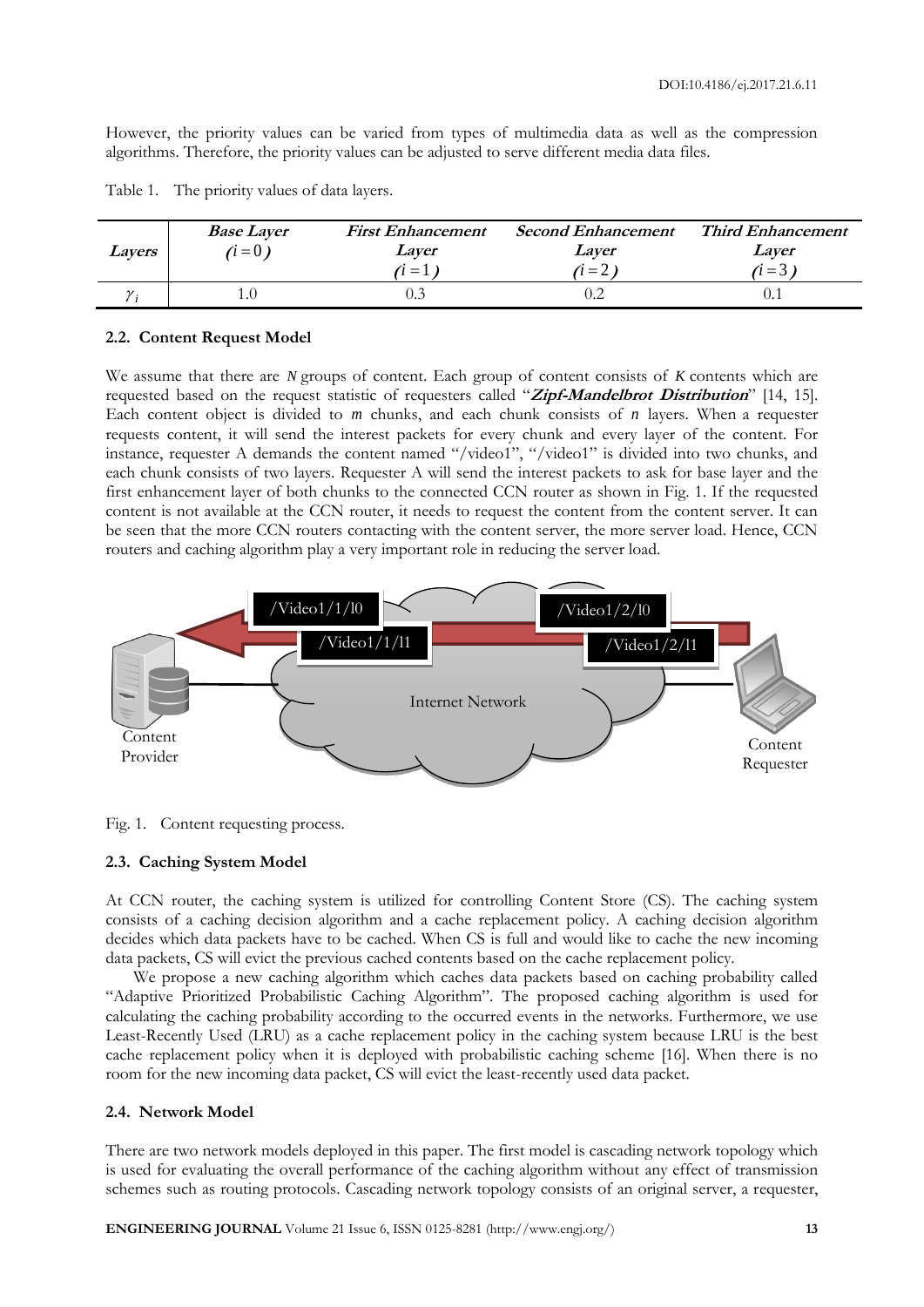However, the priority values can be varied from types of multimedia data as well as the compression algorithms. Therefore, the priority values can be adjusted to serve different media data files.

Table 1. The priority values of data layers.

| *Layers* | *Base Layer* ($i = 0$) | *First Enhancement Layer* ($i = 1$) | *Second Enhancement Layer* ($i = 2$) | *Third Enhancement Layer* ($i = 3$) |
|---|---|---|---|---|
| $\gamma_i$ | 1.0 | 0.3 | 0.2 | 0.1 |

### 2.2. Content Request Model

We assume that there are $N$ groups of content. Each group of content consists of $K$ contents which are requested based on the request statistic of requesters called "***Zipf-Mandelbrot Distribution***" [14, 15]. Each content object is divided to $m$ chunks, and each chunk consists of $n$ layers. When a requester requests content, it will send the interest packets for every chunk and every layer of the content. For instance, requester A demands the content named "/video1", "/video1" is divided into two chunks, and each chunk consists of two layers. Requester A will send the interest packets to ask for base layer and the first enhancement layer of both chunks to the connected CCN router as shown in Fig. 1. If the requested content is not available at the CCN router, it needs to request the content from the content server. It can be seen that the more CCN routers contacting with the content server, the more server load. Hence, CCN routers and caching algorithm play a very important role in reducing the server load.

Fig. 1. Content requesting process.

### 2.3. Caching System Model

At CCN router, the caching system is utilized for controlling Content Store (CS). The caching system consists of a caching decision algorithm and a cache replacement policy. A caching decision algorithm decides which data packets have to be cached. When CS is full and would like to cache the new incoming data packets, CS will evict the previous cached contents based on the cache replacement policy.

We propose a new caching algorithm which caches data packets based on caching probability called "Adaptive Prioritized Probabilistic Caching Algorithm". The proposed caching algorithm is used for calculating the caching probability according to the occurred events in the networks. Furthermore, we use Least-Recently Used (LRU) as a cache replacement policy in the caching system because LRU is the best cache replacement policy when it is deployed with probabilistic caching scheme [16]. When there is no room for the new incoming data packet, CS will evict the least-recently used data packet.

### 2.4. Network Model

There are two network models deployed in this paper. The first model is cascading network topology which is used for evaluating the overall performance of the caching algorithm without any effect of transmission schemes such as routing protocols. Cascading network topology consists of an original server, a requester,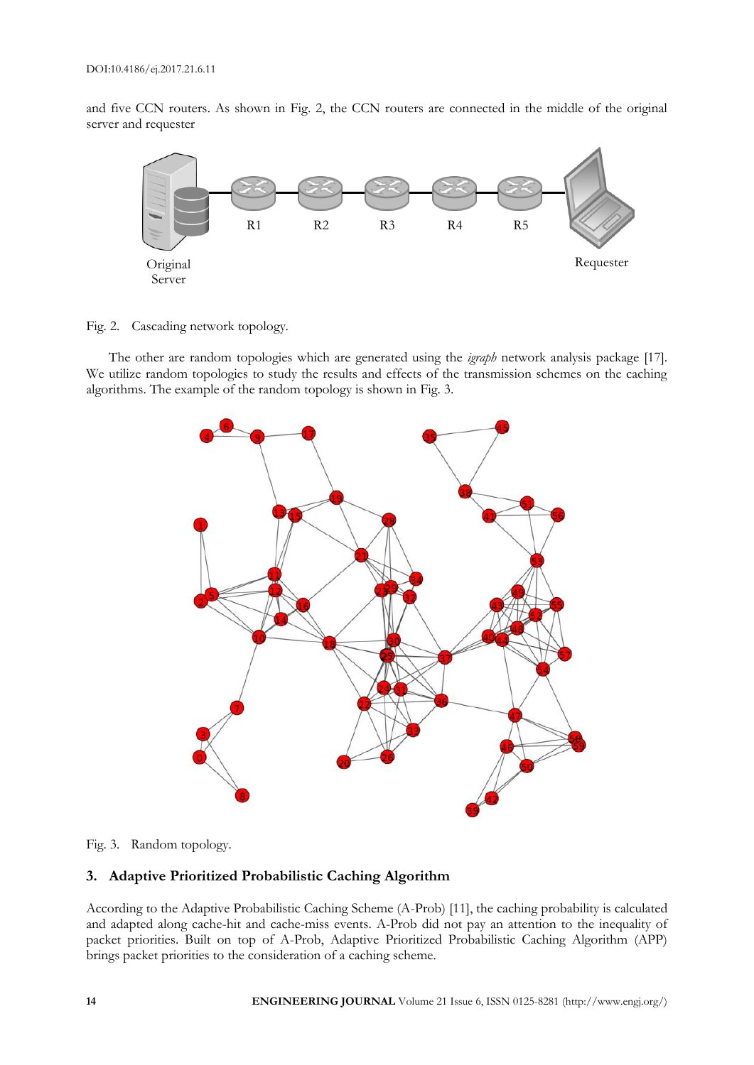and five CCN routers. As shown in Fig. 2, the CCN routers are connected in the middle of the original server and requester

Fig. 2. Cascading network topology.

The other are random topologies which are generated using the *igraph* network analysis package [17]. We utilize random topologies to study the results and effects of the transmission schemes on the caching algorithms. The example of the random topology is shown in Fig. 3.

Fig. 3. Random topology.

## 3. Adaptive Prioritized Probabilistic Caching Algorithm

According to the Adaptive Probabilistic Caching Scheme (A-Prob) [11], the caching probability is calculated and adapted along cache-hit and cache-miss events. A-Prob did not pay an attention to the inequality of packet priorities. Built on top of A-Prob, Adaptive Prioritized Probabilistic Caching Algorithm (APP) brings packet priorities to the consideration of a caching scheme.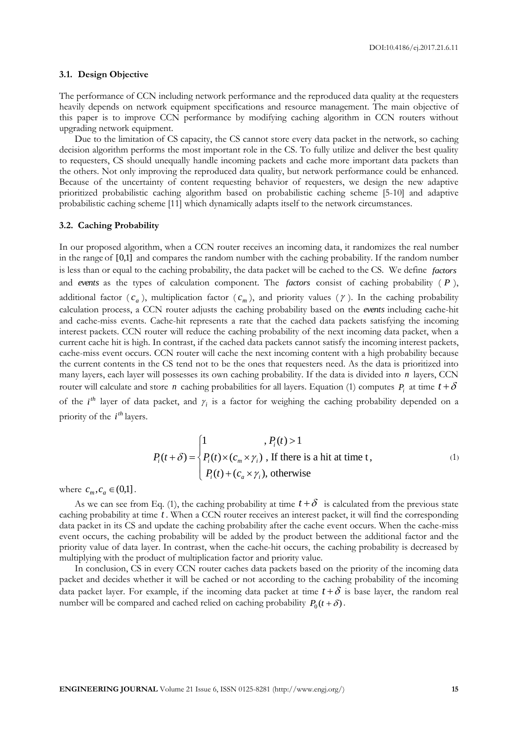### 3.1. Design Objective

The performance of CCN including network performance and the reproduced data quality at the requesters heavily depends on network equipment specifications and resource management. The main objective of this paper is to improve CCN performance by modifying caching algorithm in CCN routers without upgrading network equipment.

Due to the limitation of CS capacity, the CS cannot store every data packet in the network, so caching decision algorithm performs the most important role in the CS. To fully utilize and deliver the best quality to requesters, CS should unequally handle incoming packets and cache more important data packets than the others. Not only improving the reproduced data quality, but network performance could be enhanced. Because of the uncertainty of content requesting behavior of requesters, we design the new adaptive prioritized probabilistic caching algorithm based on probabilistic caching scheme [5-10] and adaptive probabilistic caching scheme [11] which dynamically adapts itself to the network circumstances.

### 3.2. Caching Probability

In our proposed algorithm, when a CCN router receives an incoming data, it randomizes the real number in the range of $[0,1]$ and compares the random number with the caching probability. If the random number is less than or equal to the caching probability, the data packet will be cached to the CS. We define *factors* and *events* as the types of calculation component. The *factors* consist of caching probability ($P$), additional factor ($c_a$), multiplication factor ($c_m$), and priority values ($\gamma$). In the caching probability calculation process, a CCN router adjusts the caching probability based on the *events* including cache-hit and cache-miss events. Cache-hit represents a rate that the cached data packets satisfying the incoming interest packets. CCN router will reduce the caching probability of the next incoming data packet, when a current cache hit is high. In contrast, if the cached data packets cannot satisfy the incoming interest packets, cache-miss event occurs. CCN router will cache the next incoming content with a high probability because the current contents in the CS tend not to be the ones that requesters need. As the data is prioritized into many layers, each layer will possesses its own caching probability. If the data is divided into $n$ layers, CCN router will calculate and store $n$ caching probabilities for all layers. Equation (1) computes $P_i$ at time $t+\delta$ of the $i^{th}$ layer of data packet, and $\gamma_i$ is a factor for weighing the caching probability depended on a priority of the $i^{th}$ layers.

$$P_i(t+\delta) = \begin{cases} 1 & , P_i(t) > 1 \\ P_i(t) \times (c_m \times \gamma_i) & \text{, If there is a hit at time t}, \\ P_i(t) + (c_a \times \gamma_i), & \text{otherwise} \end{cases} \tag{1}$$

where $c_m, c_a \in (0,1]$.

As we can see from Eq. (1), the caching probability at time $t+\delta$ is calculated from the previous state caching probability at time $t$. When a CCN router receives an interest packet, it will find the corresponding data packet in its CS and update the caching probability after the cache event occurs. When the cache-miss event occurs, the caching probability will be added by the product between the additional factor and the priority value of data layer. In contrast, when the cache-hit occurs, the caching probability is decreased by multiplying with the product of multiplication factor and priority value.

In conclusion, CS in every CCN router caches data packets based on the priority of the incoming data packet and decides whether it will be cached or not according to the caching probability of the incoming data packet layer. For example, if the incoming data packet at time $t+\delta$ is base layer, the random real number will be compared and cached relied on caching probability $P_0(t+\delta)$.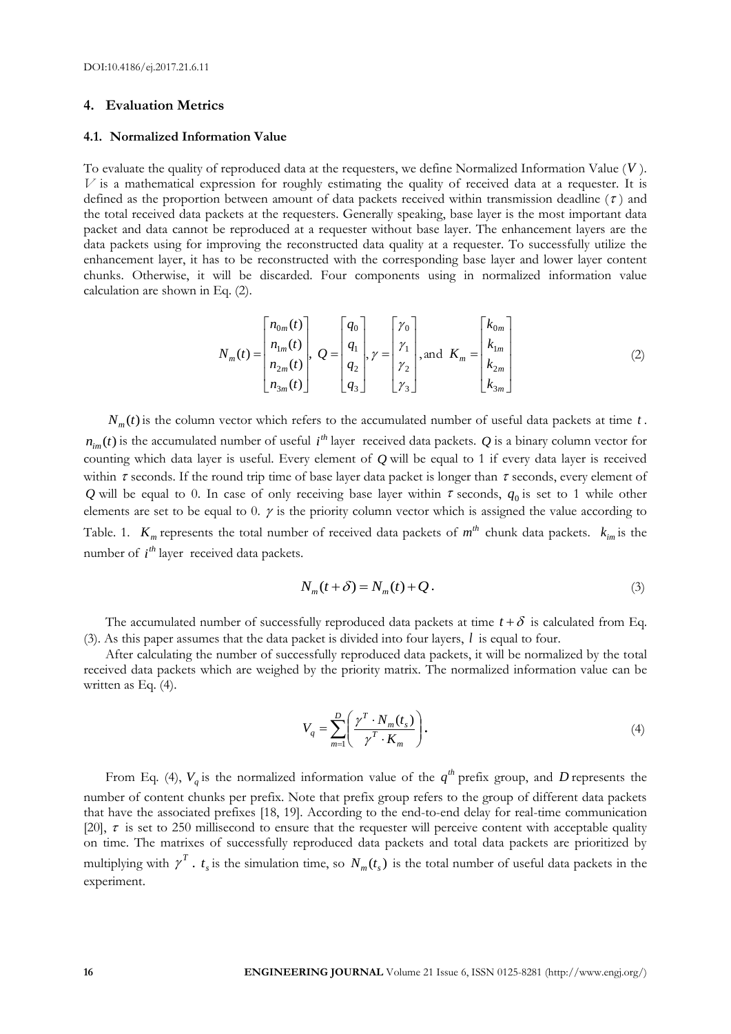## 4. Evaluation Metrics

### 4.1. Normalized Information Value

To evaluate the quality of reproduced data at the requesters, we define Normalized Information Value ($V$). $V$ is a mathematical expression for roughly estimating the quality of received data at a requester. It is defined as the proportion between amount of data packets received within transmission deadline ($\tau$) and the total received data packets at the requesters. Generally speaking, base layer is the most important data packet and data cannot be reproduced at a requester without base layer. The enhancement layers are the data packets using for improving the reconstructed data quality at a requester. To successfully utilize the enhancement layer, it has to be reconstructed with the corresponding base layer and lower layer content chunks. Otherwise, it will be discarded. Four components using in normalized information value calculation are shown in Eq. (2).

$$N_m(t) = \begin{bmatrix} n_{0m}(t) \\ n_{1m}(t) \\ n_{2m}(t) \\ n_{3m}(t) \end{bmatrix},\ Q = \begin{bmatrix} q_0 \\ q_1 \\ q_2 \\ q_3 \end{bmatrix}, \gamma = \begin{bmatrix} \gamma_0 \\ \gamma_1 \\ \gamma_2 \\ \gamma_3 \end{bmatrix}, \text{and } K_m = \begin{bmatrix} k_{0m} \\ k_{1m} \\ k_{2m} \\ k_{3m} \end{bmatrix} \tag{2}$$

$N_m(t)$ is the column vector which refers to the accumulated number of useful data packets at time $t$. $n_{im}(t)$ is the accumulated number of useful $i^{th}$ layer received data packets. $Q$ is a binary column vector for counting which data layer is useful. Every element of $Q$ will be equal to 1 if every data layer is received within $\tau$ seconds. If the round trip time of base layer data packet is longer than $\tau$ seconds, every element of $Q$ will be equal to 0. In case of only receiving base layer within $\tau$ seconds, $q_0$ is set to 1 while other elements are set to be equal to 0. $\gamma$ is the priority column vector which is assigned the value according to Table. 1. $K_m$ represents the total number of received data packets of $m^{th}$ chunk data packets. $k_{im}$ is the number of $i^{th}$ layer received data packets.

$$N_m(t+\delta) = N_m(t) + Q\,. \tag{3}$$

The accumulated number of successfully reproduced data packets at time $t+\delta$ is calculated from Eq. (3). As this paper assumes that the data packet is divided into four layers, $l$ is equal to four.

After calculating the number of successfully reproduced data packets, it will be normalized by the total received data packets which are weighed by the priority matrix. The normalized information value can be written as Eq. (4).

$$V_q = \sum_{m=1}^{D} \left( \frac{\gamma^T \cdot N_m(t_s)}{\gamma^T \cdot K_m} \right). \tag{4}$$

From Eq. (4), $V_q$ is the normalized information value of the $q^{th}$ prefix group, and $D$ represents the number of content chunks per prefix. Note that prefix group refers to the group of different data packets that have the associated prefixes [18, 19]. According to the end-to-end delay for real-time communication [20], $\tau$ is set to 250 millisecond to ensure that the requester will perceive content with acceptable quality on time. The matrixes of successfully reproduced data packets and total data packets are prioritized by multiplying with $\gamma^T$. $t_s$ is the simulation time, so $N_m(t_s)$ is the total number of useful data packets in the experiment.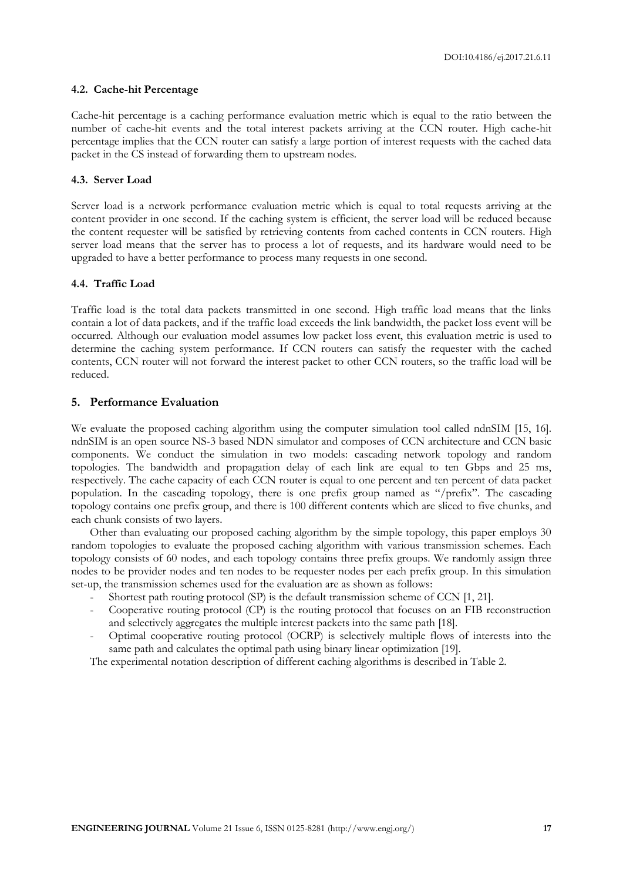### 4.2. Cache-hit Percentage

Cache-hit percentage is a caching performance evaluation metric which is equal to the ratio between the number of cache-hit events and the total interest packets arriving at the CCN router. High cache-hit percentage implies that the CCN router can satisfy a large portion of interest requests with the cached data packet in the CS instead of forwarding them to upstream nodes.

### 4.3. Server Load

Server load is a network performance evaluation metric which is equal to total requests arriving at the content provider in one second. If the caching system is efficient, the server load will be reduced because the content requester will be satisfied by retrieving contents from cached contents in CCN routers. High server load means that the server has to process a lot of requests, and its hardware would need to be upgraded to have a better performance to process many requests in one second.

### 4.4. Traffic Load

Traffic load is the total data packets transmitted in one second. High traffic load means that the links contain a lot of data packets, and if the traffic load exceeds the link bandwidth, the packet loss event will be occurred. Although our evaluation model assumes low packet loss event, this evaluation metric is used to determine the caching system performance. If CCN routers can satisfy the requester with the cached contents, CCN router will not forward the interest packet to other CCN routers, so the traffic load will be reduced.

## 5. Performance Evaluation

We evaluate the proposed caching algorithm using the computer simulation tool called ndnSIM [15, 16]. ndnSIM is an open source NS-3 based NDN simulator and composes of CCN architecture and CCN basic components. We conduct the simulation in two models: cascading network topology and random topologies. The bandwidth and propagation delay of each link are equal to ten Gbps and 25 ms, respectively. The cache capacity of each CCN router is equal to one percent and ten percent of data packet population. In the cascading topology, there is one prefix group named as "/prefix". The cascading topology contains one prefix group, and there is 100 different contents which are sliced to five chunks, and each chunk consists of two layers.

Other than evaluating our proposed caching algorithm by the simple topology, this paper employs 30 random topologies to evaluate the proposed caching algorithm with various transmission schemes. Each topology consists of 60 nodes, and each topology contains three prefix groups. We randomly assign three nodes to be provider nodes and ten nodes to be requester nodes per each prefix group. In this simulation set-up, the transmission schemes used for the evaluation are as shown as follows:

- Shortest path routing protocol (SP) is the default transmission scheme of CCN [1, 21].
- Cooperative routing protocol (CP) is the routing protocol that focuses on an FIB reconstruction and selectively aggregates the multiple interest packets into the same path [18].
- Optimal cooperative routing protocol (OCRP) is selectively multiple flows of interests into the same path and calculates the optimal path using binary linear optimization [19].

The experimental notation description of different caching algorithms is described in Table 2.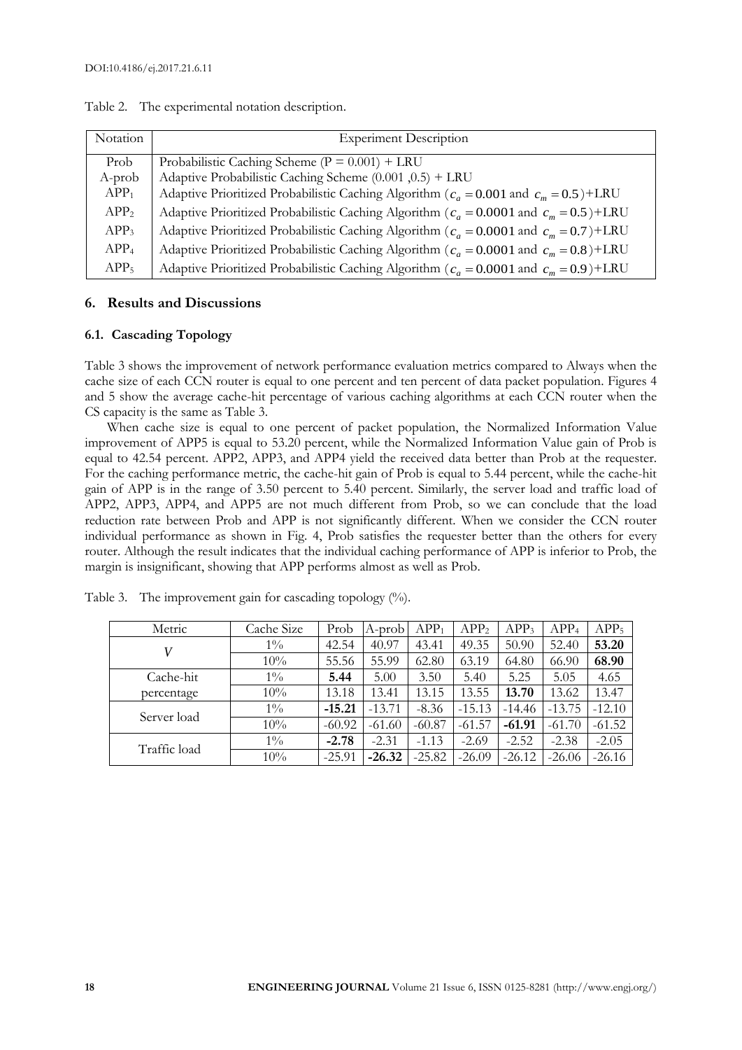Table 2. The experimental notation description.

| Notation | Experiment Description |
|---|---|
| Prob | Probabilistic Caching Scheme (P = 0.001) + LRU |
| A-prob | Adaptive Probabilistic Caching Scheme (0.001 ,0.5) + LRU |
| $APP_1$ | Adaptive Prioritized Probabilistic Caching Algorithm ($c_a = 0.001$ and $c_m = 0.5$)+LRU |
| $APP_2$ | Adaptive Prioritized Probabilistic Caching Algorithm ($c_a = 0.0001$ and $c_m = 0.5$)+LRU |
| $APP_3$ | Adaptive Prioritized Probabilistic Caching Algorithm ($c_a = 0.0001$ and $c_m = 0.7$)+LRU |
| $APP_4$ | Adaptive Prioritized Probabilistic Caching Algorithm ($c_a = 0.0001$ and $c_m = 0.8$)+LRU |
| $APP_5$ | Adaptive Prioritized Probabilistic Caching Algorithm ($c_a = 0.0001$ and $c_m = 0.9$)+LRU |

## 6. Results and Discussions

### 6.1. Cascading Topology

Table 3 shows the improvement of network performance evaluation metrics compared to Always when the cache size of each CCN router is equal to one percent and ten percent of data packet population. Figures 4 and 5 show the average cache-hit percentage of various caching algorithms at each CCN router when the CS capacity is the same as Table 3.

When cache size is equal to one percent of packet population, the Normalized Information Value improvement of APP5 is equal to 53.20 percent, while the Normalized Information Value gain of Prob is equal to 42.54 percent. APP2, APP3, and APP4 yield the received data better than Prob at the requester. For the caching performance metric, the cache-hit gain of Prob is equal to 5.44 percent, while the cache-hit gain of APP is in the range of 3.50 percent to 5.40 percent. Similarly, the server load and traffic load of APP2, APP3, APP4, and APP5 are not much different from Prob, so we can conclude that the load reduction rate between Prob and APP is not significantly different. When we consider the CCN router individual performance as shown in Fig. 4, Prob satisfies the requester better than the others for every router. Although the result indicates that the individual caching performance of APP is inferior to Prob, the margin is insignificant, showing that APP performs almost as well as Prob.

Table 3. The improvement gain for cascading topology (%).

| Metric | Cache Size | Prob | A-prob | $APP_1$ | $APP_2$ | $APP_3$ | $APP_4$ | $APP_5$ |
|---|---|---|---|---|---|---|---|---|
| $V$ | 1% | 42.54 | 40.97 | 43.41 | 49.35 | 50.90 | 52.40 | **53.20** |
| | 10% | 55.56 | 55.99 | 62.80 | 63.19 | 64.80 | 66.90 | **68.90** |
| Cache-hit percentage | 1% | **5.44** | 5.00 | 3.50 | 5.40 | 5.25 | 5.05 | 4.65 |
| | 10% | 13.18 | 13.41 | 13.15 | 13.55 | **13.70** | 13.62 | 13.47 |
| Server load | 1% | **-15.21** | -13.71 | -8.36 | -15.13 | -14.46 | -13.75 | -12.10 |
| | 10% | -60.92 | -61.60 | -60.87 | -61.57 | **-61.91** | -61.70 | -61.52 |
| Traffic load | 1% | **-2.78** | -2.31 | -1.13 | -2.69 | -2.52 | -2.38 | -2.05 |
| | 10% | -25.91 | **-26.32** | -25.82 | -26.09 | -26.12 | -26.06 | -26.16 |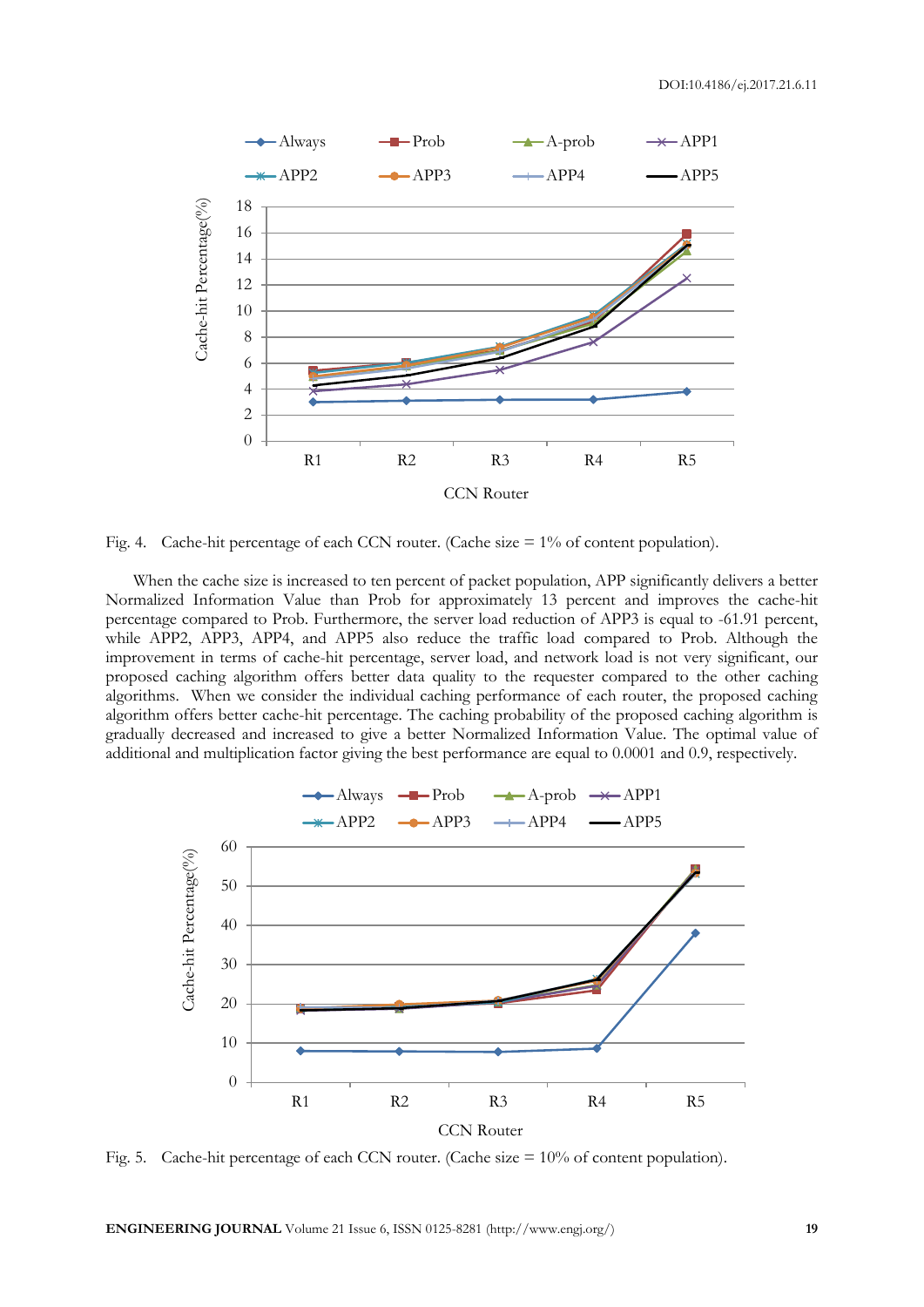Fig. 4. Cache-hit percentage of each CCN router. (Cache size = 1% of content population).

When the cache size is increased to ten percent of packet population, APP significantly delivers a better Normalized Information Value than Prob for approximately 13 percent and improves the cache-hit percentage compared to Prob. Furthermore, the server load reduction of APP3 is equal to -61.91 percent, while APP2, APP3, APP4, and APP5 also reduce the traffic load compared to Prob. Although the improvement in terms of cache-hit percentage, server load, and network load is not very significant, our proposed caching algorithm offers better data quality to the requester compared to the other caching algorithms. When we consider the individual caching performance of each router, the proposed caching algorithm offers better cache-hit percentage. The caching probability of the proposed caching algorithm is gradually decreased and increased to give a better Normalized Information Value. The optimal value of additional and multiplication factor giving the best performance are equal to 0.0001 and 0.9, respectively.

Fig. 5. Cache-hit percentage of each CCN router. (Cache size = 10% of content population).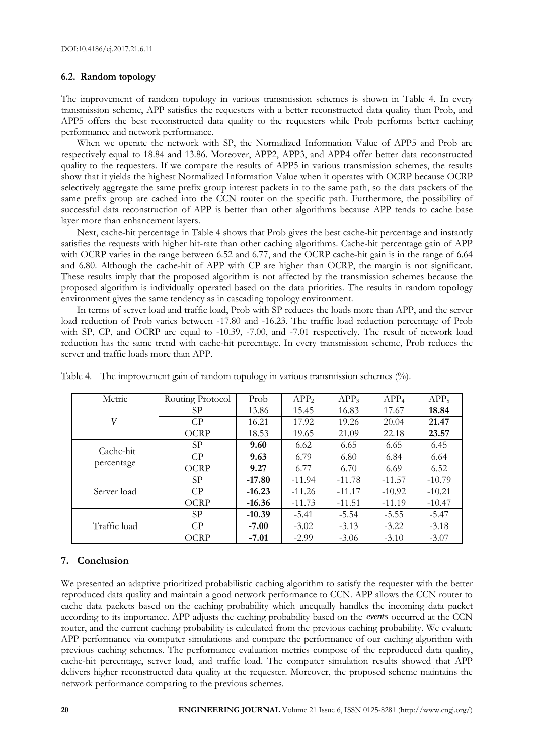### 6.2. Random topology

The improvement of random topology in various transmission schemes is shown in Table 4. In every transmission scheme, APP satisfies the requesters with a better reconstructed data quality than Prob, and APP5 offers the best reconstructed data quality to the requesters while Prob performs better caching performance and network performance.

When we operate the network with SP, the Normalized Information Value of APP5 and Prob are respectively equal to 18.84 and 13.86. Moreover, APP2, APP3, and APP4 offer better data reconstructed quality to the requesters. If we compare the results of APP5 in various transmission schemes, the results show that it yields the highest Normalized Information Value when it operates with OCRP because OCRP selectively aggregate the same prefix group interest packets in to the same path, so the data packets of the same prefix group are cached into the CCN router on the specific path. Furthermore, the possibility of successful data reconstruction of APP is better than other algorithms because APP tends to cache base layer more than enhancement layers.

Next, cache-hit percentage in Table 4 shows that Prob gives the best cache-hit percentage and instantly satisfies the requests with higher hit-rate than other caching algorithms. Cache-hit percentage gain of APP with OCRP varies in the range between 6.52 and 6.77, and the OCRP cache-hit gain is in the range of 6.64 and 6.80. Although the cache-hit of APP with CP are higher than OCRP, the margin is not significant. These results imply that the proposed algorithm is not affected by the transmission schemes because the proposed algorithm is individually operated based on the data priorities. The results in random topology environment gives the same tendency as in cascading topology environment.

In terms of server load and traffic load, Prob with SP reduces the loads more than APP, and the server load reduction of Prob varies between -17.80 and -16.23. The traffic load reduction percentage of Prob with SP, CP, and OCRP are equal to -10.39, -7.00, and -7.01 respectively. The result of network load reduction has the same trend with cache-hit percentage. In every transmission scheme, Prob reduces the server and traffic loads more than APP.

Table 4. The improvement gain of random topology in various transmission schemes (%).

| Metric | Routing Protocol | Prob | $APP_2$ | $APP_3$ | $APP_4$ | $APP_5$ |
|---|---|---|---|---|---|---|
| $V$ | SP | 13.86 | 15.45 | 16.83 | 17.67 | **18.84** |
| | CP | 16.21 | 17.92 | 19.26 | 20.04 | **21.47** |
| | OCRP | 18.53 | 19.65 | 21.09 | 22.18 | **23.57** |
| Cache-hit percentage | SP | **9.60** | 6.62 | 6.65 | 6.65 | 6.45 |
| | CP | **9.63** | 6.79 | 6.80 | 6.84 | 6.64 |
| | OCRP | **9.27** | 6.77 | 6.70 | 6.69 | 6.52 |
| Server load | SP | **-17.80** | -11.94 | -11.78 | -11.57 | -10.79 |
| | CP | **-16.23** | -11.26 | -11.17 | -10.92 | -10.21 |
| | OCRP | **-16.36** | -11.73 | -11.51 | -11.19 | -10.47 |
| Traffic load | SP | **-10.39** | -5.41 | -5.54 | -5.55 | -5.47 |
| | CP | **-7.00** | -3.02 | -3.13 | -3.22 | -3.18 |
| | OCRP | **-7.01** | -2.99 | -3.06 | -3.10 | -3.07 |

## 7. Conclusion

We presented an adaptive prioritized probabilistic caching algorithm to satisfy the requester with the better reproduced data quality and maintain a good network performance to CCN. APP allows the CCN router to cache data packets based on the caching probability which unequally handles the incoming data packet according to its importance. APP adjusts the caching probability based on the *events* occurred at the CCN router, and the current caching probability is calculated from the previous caching probability. We evaluate APP performance via computer simulations and compare the performance of our caching algorithm with previous caching schemes. The performance evaluation metrics compose of the reproduced data quality, cache-hit percentage, server load, and traffic load. The computer simulation results showed that APP delivers higher reconstructed data quality at the requester. Moreover, the proposed scheme maintains the network performance comparing to the previous schemes.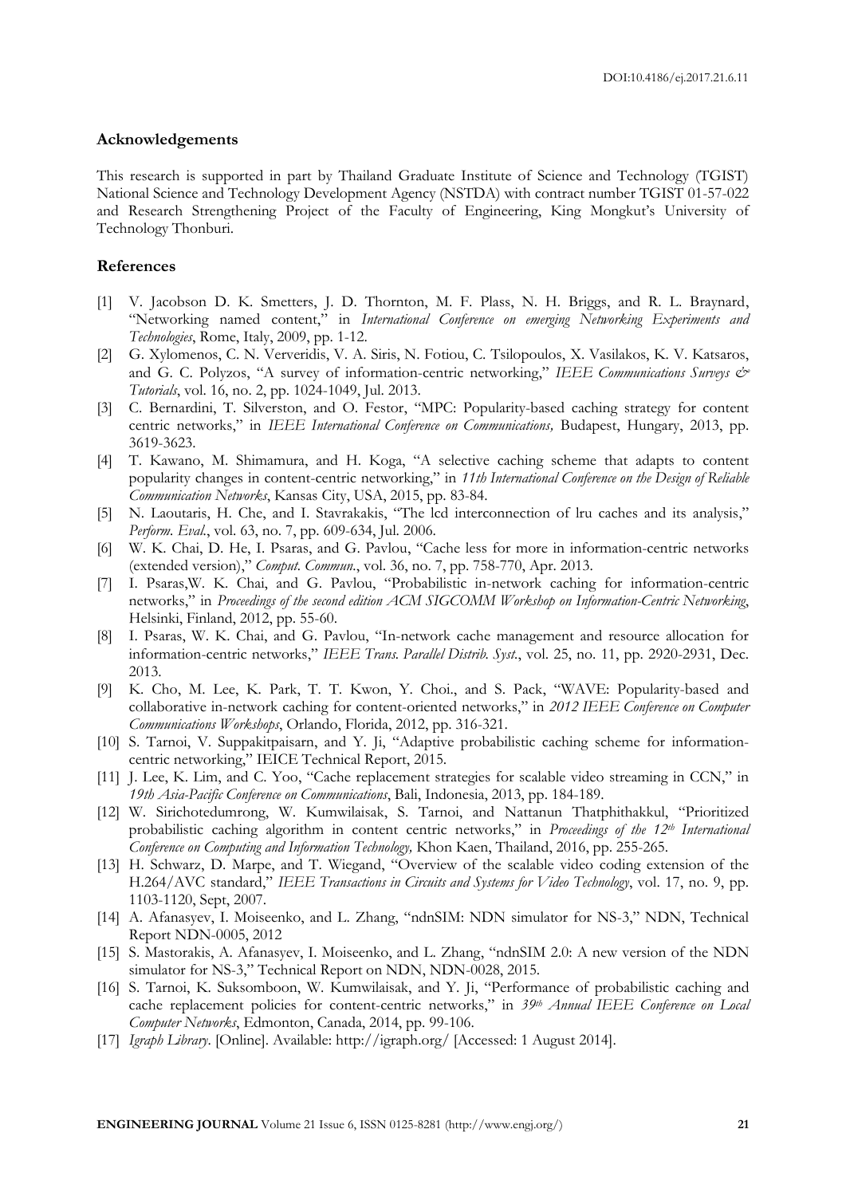## Acknowledgements

This research is supported in part by Thailand Graduate Institute of Science and Technology (TGIST) National Science and Technology Development Agency (NSTDA) with contract number TGIST 01-57-022 and Research Strengthening Project of the Faculty of Engineering, King Mongkut's University of Technology Thonburi.

## References

[1] V. Jacobson D. K. Smetters, J. D. Thornton, M. F. Plass, N. H. Briggs, and R. L. Braynard, "Networking named content," in *International Conference on emerging Networking Experiments and Technologies*, Rome, Italy, 2009, pp. 1-12.

[2] G. Xylomenos, C. N. Ververidis, V. A. Siris, N. Fotiou, C. Tsilopoulos, X. Vasilakos, K. V. Katsaros, and G. C. Polyzos, "A survey of information-centric networking," *IEEE Communications Surveys & Tutorials*, vol. 16, no. 2, pp. 1024-1049, Jul. 2013.

[3] C. Bernardini, T. Silverston, and O. Festor, "MPC: Popularity-based caching strategy for content centric networks," in *IEEE International Conference on Communications,* Budapest, Hungary, 2013, pp. 3619-3623.

[4] T. Kawano, M. Shimamura, and H. Koga, "A selective caching scheme that adapts to content popularity changes in content-centric networking," in *11th International Conference on the Design of Reliable Communication Networks*, Kansas City, USA, 2015, pp. 83-84.

[5] N. Laoutaris, H. Che, and I. Stavrakakis, "The lcd interconnection of lru caches and its analysis," *Perform. Eval.*, vol. 63, no. 7, pp. 609-634, Jul. 2006.

[6] W. K. Chai, D. He, I. Psaras, and G. Pavlou, "Cache less for more in information-centric networks (extended version)," *Comput. Commun.*, vol. 36, no. 7, pp. 758-770, Apr. 2013.

[7] I. Psaras,W. K. Chai, and G. Pavlou, "Probabilistic in-network caching for information-centric networks," in *Proceedings of the second edition ACM SIGCOMM Workshop on Information-Centric Networking*, Helsinki, Finland, 2012, pp. 55-60.

[8] I. Psaras, W. K. Chai, and G. Pavlou, "In-network cache management and resource allocation for information-centric networks," *IEEE Trans. Parallel Distrib. Syst.*, vol. 25, no. 11, pp. 2920-2931, Dec. 2013.

[9] K. Cho, M. Lee, K. Park, T. T. Kwon, Y. Choi., and S. Pack, "WAVE: Popularity-based and collaborative in-network caching for content-oriented networks," in *2012 IEEE Conference on Computer Communications Workshops*, Orlando, Florida, 2012, pp. 316-321.

[10] S. Tarnoi, V. Suppakitpaisarn, and Y. Ji, "Adaptive probabilistic caching scheme for information-centric networking," IEICE Technical Report, 2015.

[11] J. Lee, K. Lim, and C. Yoo, "Cache replacement strategies for scalable video streaming in CCN," in *19th Asia-Pacific Conference on Communications*, Bali, Indonesia, 2013, pp. 184-189.

[12] W. Sirichotedumrong, W. Kumwilaisak, S. Tarnoi, and Nattanun Thatphithakkul, "Prioritized probabilistic caching algorithm in content centric networks," in *Proceedings of the 12th International Conference on Computing and Information Technology,* Khon Kaen, Thailand, 2016, pp. 255-265.

[13] H. Schwarz, D. Marpe, and T. Wiegand, "Overview of the scalable video coding extension of the H.264/AVC standard," *IEEE Transactions in Circuits and Systems for Video Technology*, vol. 17, no. 9, pp. 1103-1120, Sept, 2007.

[14] A. Afanasyev, I. Moiseenko, and L. Zhang, "ndnSIM: NDN simulator for NS-3," NDN, Technical Report NDN-0005, 2012

[15] S. Mastorakis, A. Afanasyev, I. Moiseenko, and L. Zhang, "ndnSIM 2.0: A new version of the NDN simulator for NS-3," Technical Report on NDN, NDN-0028, 2015.

[16] S. Tarnoi, K. Suksomboon, W. Kumwilaisak, and Y. Ji, "Performance of probabilistic caching and cache replacement policies for content-centric networks," in *39th Annual IEEE Conference on Local Computer Networks*, Edmonton, Canada, 2014, pp. 99-106.

[17] *Igraph Library*. [Online]. Available: http://igraph.org/ [Accessed: 1 August 2014].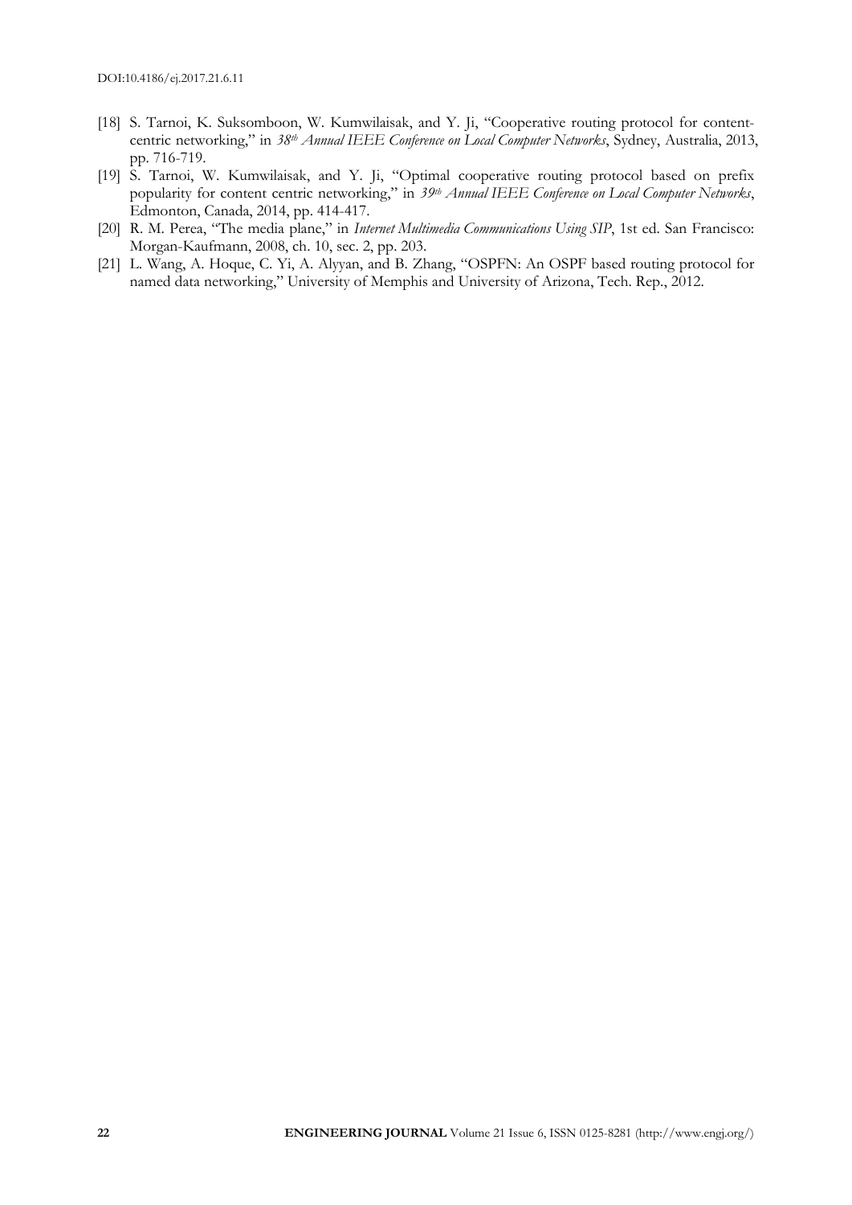[18] S. Tarnoi, K. Suksomboon, W. Kumwilaisak, and Y. Ji, "Cooperative routing protocol for content-centric networking," in *38th Annual IEEE Conference on Local Computer Networks*, Sydney, Australia, 2013, pp. 716-719.

[19] S. Tarnoi, W. Kumwilaisak, and Y. Ji, "Optimal cooperative routing protocol based on prefix popularity for content centric networking," in *39th Annual IEEE Conference on Local Computer Networks*, Edmonton, Canada, 2014, pp. 414-417.

[20] R. M. Perea, "The media plane," in *Internet Multimedia Communications Using SIP*, 1st ed. San Francisco: Morgan-Kaufmann, 2008, ch. 10, sec. 2, pp. 203.

[21] L. Wang, A. Hoque, C. Yi, A. Alyyan, and B. Zhang, "OSPFN: An OSPF based routing protocol for named data networking," University of Memphis and University of Arizona, Tech. Rep., 2012.